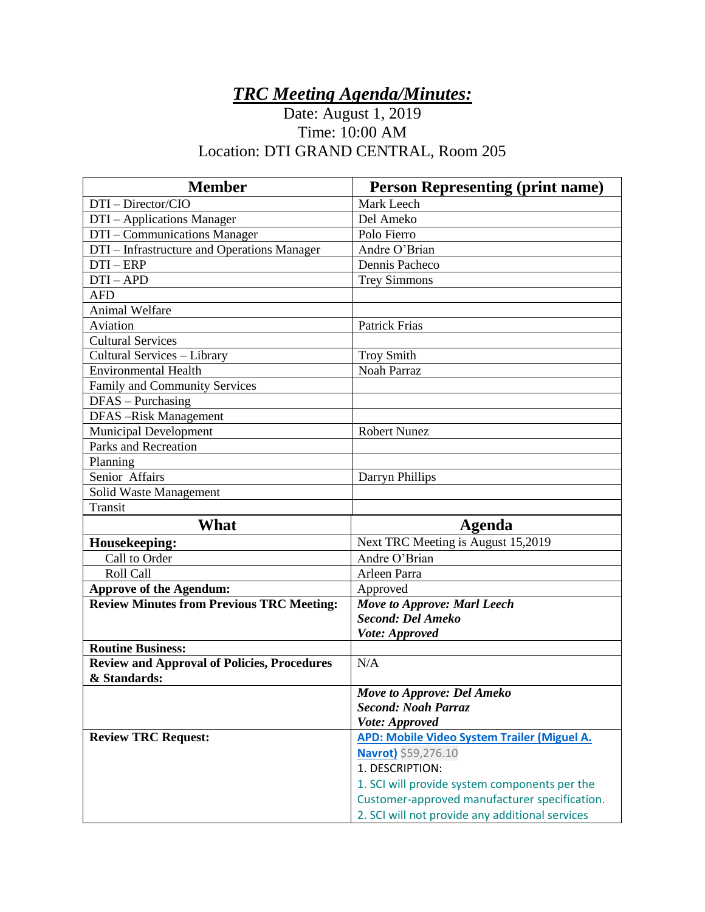# *TRC Meeting Agenda/Minutes:*

Date: August 1, 2019
Time: 10:00 AM
Location: DTI GRAND CENTRAL, Room 205

| Member | Person Representing (print name) |
|---|---|
| DTI – Director/CIO | Mark Leech |
| DTI – Applications Manager | Del Ameko |
| DTI – Communications Manager | Polo Fierro |
| DTI – Infrastructure and Operations Manager | Andre O'Brian |
| DTI – ERP | Dennis Pacheco |
| DTI – APD | Trey Simmons |
| AFD | |
| Animal Welfare | |
| Aviation | Patrick Frias |
| Cultural Services | |
| Cultural Services – Library | Troy Smith |
| Environmental Health | Noah Parraz |
| Family and Community Services | |
| DFAS – Purchasing | |
| DFAS –Risk Management | |
| Municipal Development | Robert Nunez |
| Parks and Recreation | |
| Planning | |
| Senior Affairs | Darryn Phillips |
| Solid Waste Management | |
| Transit | |

| What | Agenda |
|---|---|
| **Housekeeping:** | Next TRC Meeting is August 15,2019 |
| Call to Order | Andre O'Brian |
| Roll Call | Arleen Parra |
| **Approve of the Agendum:** | Approved |
| **Review Minutes from Previous TRC Meeting:** | ***Move to Approve: Marl Leech*** ***Second: Del Ameko*** ***Vote: Approved*** |
| **Routine Business:** | |
| **Review and Approval of Policies, Procedures & Standards:** | N/A |
| | ***Move to Approve: Del Ameko*** ***Second: Noah Parraz*** ***Vote: Approved*** |
| **Review TRC Request:** | **APD: Mobile Video System Trailer (Miguel A. Navrot)** $59,276.10 1. DESCRIPTION: 1. SCI will provide system components per the Customer-approved manufacturer specification. 2. SCI will not provide any additional services |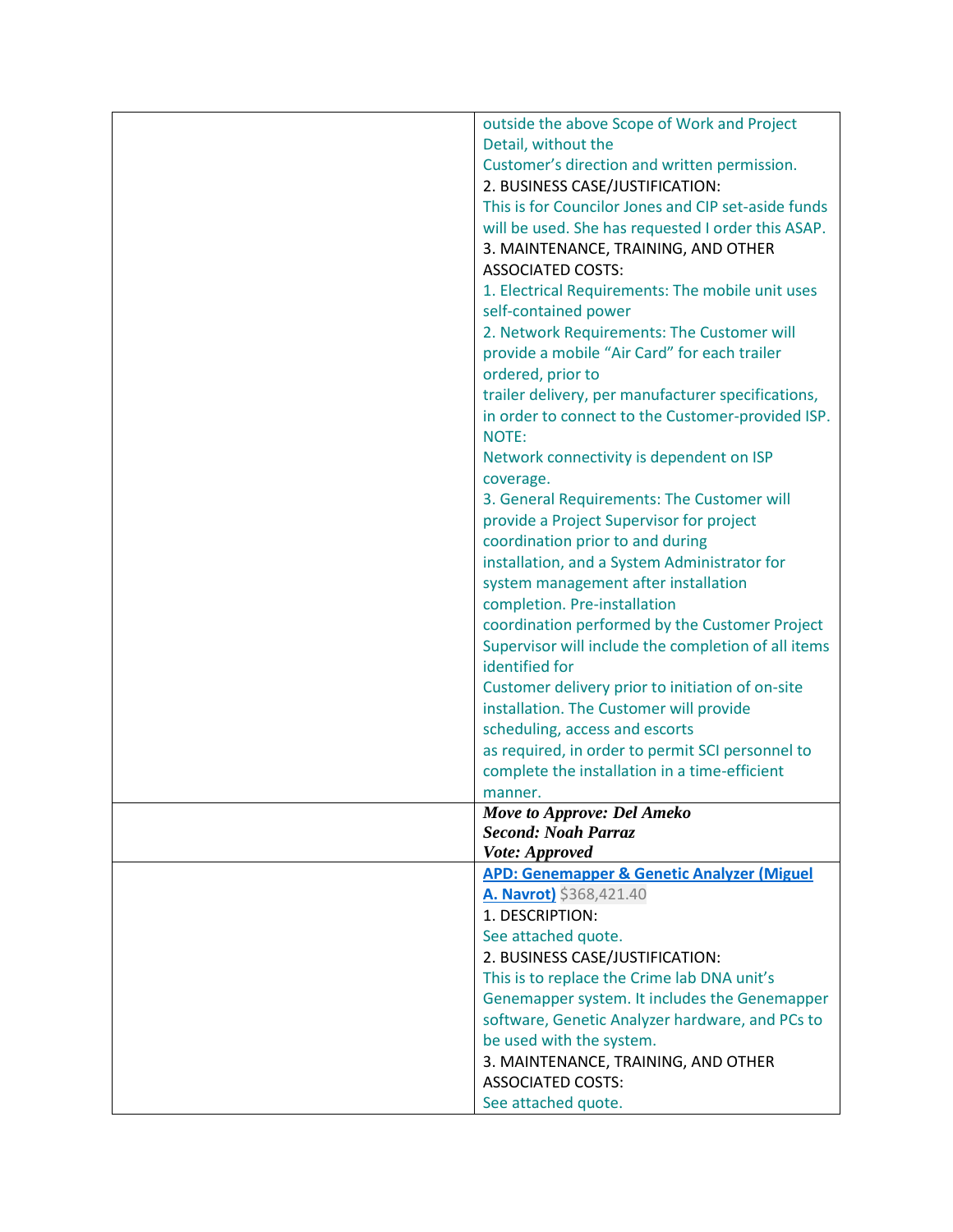| | |
|---|---|
| | outside the above Scope of Work and Project Detail, without the Customer's direction and written permission.<br>2. BUSINESS CASE/JUSTIFICATION:<br>This is for Councilor Jones and CIP set-aside funds will be used. She has requested I order this ASAP.<br>3. MAINTENANCE, TRAINING, AND OTHER ASSOCIATED COSTS:<br>1. Electrical Requirements: The mobile unit uses self-contained power<br>2. Network Requirements: The Customer will provide a mobile "Air Card" for each trailer ordered, prior to trailer delivery, per manufacturer specifications, in order to connect to the Customer-provided ISP.<br>NOTE:<br>Network connectivity is dependent on ISP coverage.<br>3. General Requirements: The Customer will provide a Project Supervisor for project coordination prior to and during installation, and a System Administrator for system management after installation completion. Pre-installation coordination performed by the Customer Project Supervisor will include the completion of all items identified for Customer delivery prior to initiation of on-site installation. The Customer will provide scheduling, access and escorts as required, in order to permit SCI personnel to complete the installation in a time-efficient manner. |
| | ***Move to Approve: Del Ameko***<br>***Second: Noah Parraz***<br>***Vote: Approved*** |
| | **APD: Genemapper & Genetic Analyzer (Miguel A. Navrot)** $368,421.40<br>1. DESCRIPTION:<br>See attached quote.<br>2. BUSINESS CASE/JUSTIFICATION:<br>This is to replace the Crime lab DNA unit's Genemapper system. It includes the Genemapper software, Genetic Analyzer hardware, and PCs to be used with the system.<br>3. MAINTENANCE, TRAINING, AND OTHER ASSOCIATED COSTS:<br>See attached quote. |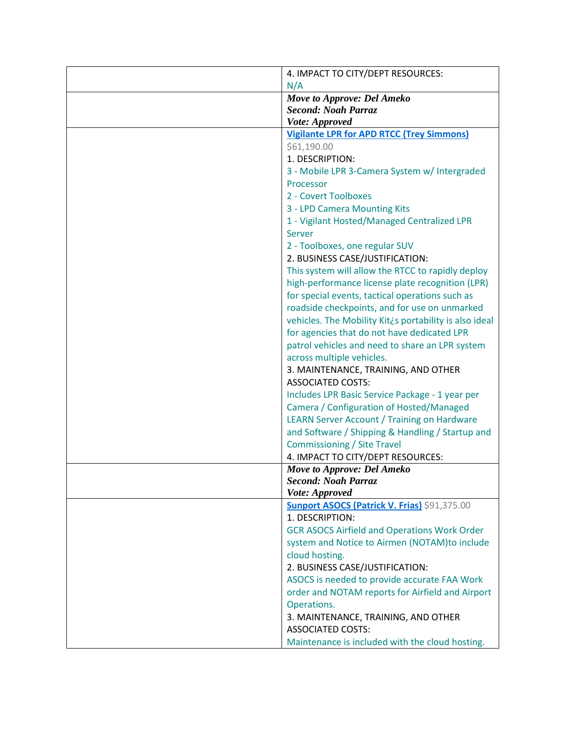| | |
|---|---|
| | 4. IMPACT TO CITY/DEPT RESOURCES:<br>N/A |
| | ***Move to Approve: Del Ameko***<br>***Second: Noah Parraz***<br>***Vote: Approved*** |
| | **Vigilante LPR for APD RTCC (Trey Simmons)**<br>$61,190.00<br>1. DESCRIPTION:<br>3 - Mobile LPR 3-Camera System w/ Intergraded Processor<br>2 - Covert Toolboxes<br>3 - LPD Camera Mounting Kits<br>1 - Vigilant Hosted/Managed Centralized LPR Server<br>2 - Toolboxes, one regular SUV<br>2. BUSINESS CASE/JUSTIFICATION:<br>This system will allow the RTCC to rapidly deploy high-performance license plate recognition (LPR) for special events, tactical operations such as roadside checkpoints, and for use on unmarked vehicles. The Mobility Kit¿s portability is also ideal for agencies that do not have dedicated LPR patrol vehicles and need to share an LPR system across multiple vehicles.<br>3. MAINTENANCE, TRAINING, AND OTHER ASSOCIATED COSTS:<br>Includes LPR Basic Service Package - 1 year per Camera / Configuration of Hosted/Managed LEARN Server Account / Training on Hardware and Software / Shipping & Handling / Startup and Commissioning / Site Travel<br>4. IMPACT TO CITY/DEPT RESOURCES: |
| | ***Move to Approve: Del Ameko***<br>***Second: Noah Parraz***<br>***Vote: Approved*** |
| | **Sunport ASOCS (Patrick V. Frias)** $91,375.00<br>1. DESCRIPTION:<br>GCR ASOCS Airfield and Operations Work Order system and Notice to Airmen (NOTAM)to include cloud hosting.<br>2. BUSINESS CASE/JUSTIFICATION:<br>ASOCS is needed to provide accurate FAA Work order and NOTAM reports for Airfield and Airport Operations.<br>3. MAINTENANCE, TRAINING, AND OTHER ASSOCIATED COSTS:<br>Maintenance is included with the cloud hosting. |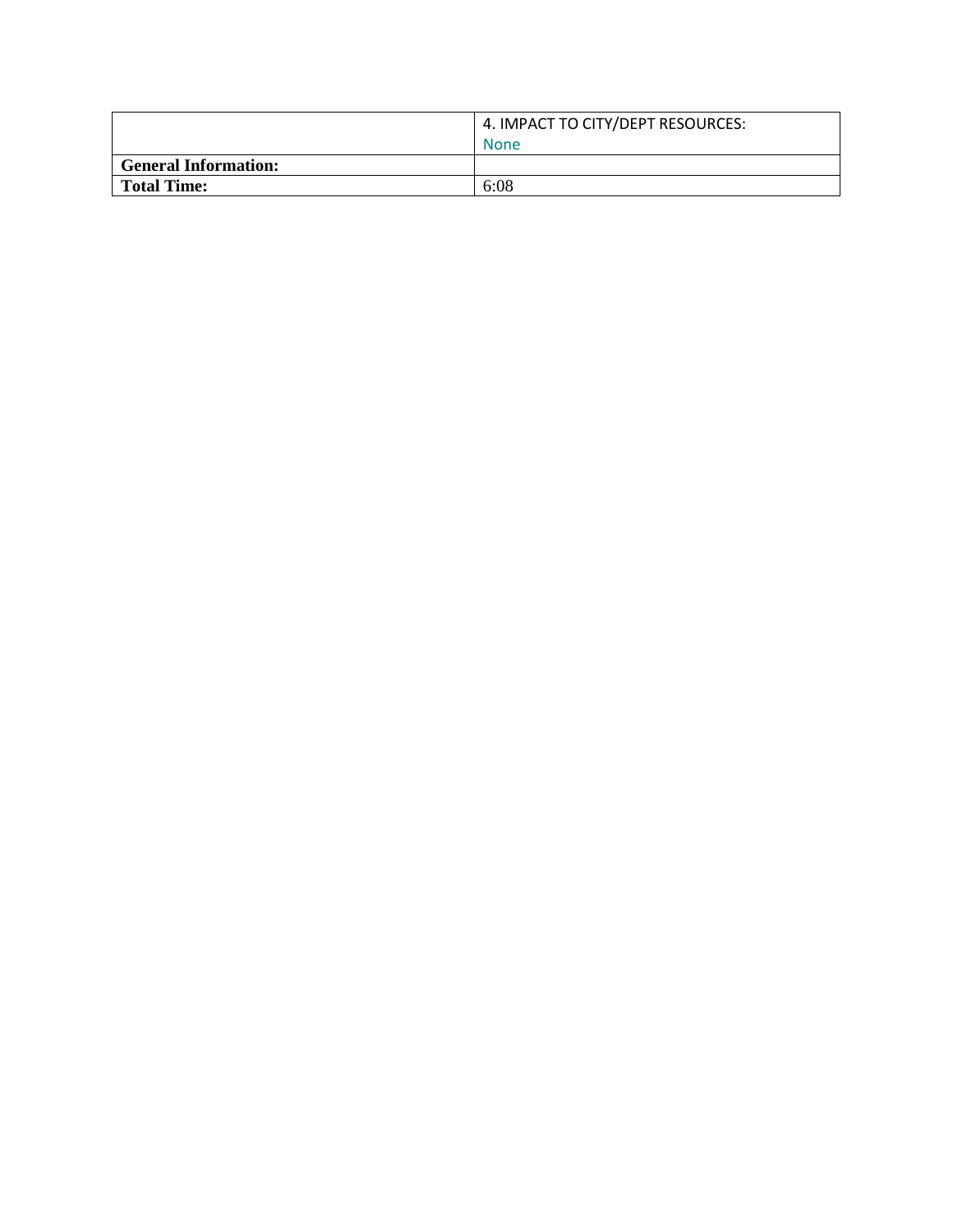| | |
|---|---|
| | 4. IMPACT TO CITY/DEPT RESOURCES: None |
| **General Information:** | |
| **Total Time:** | 6:08 |